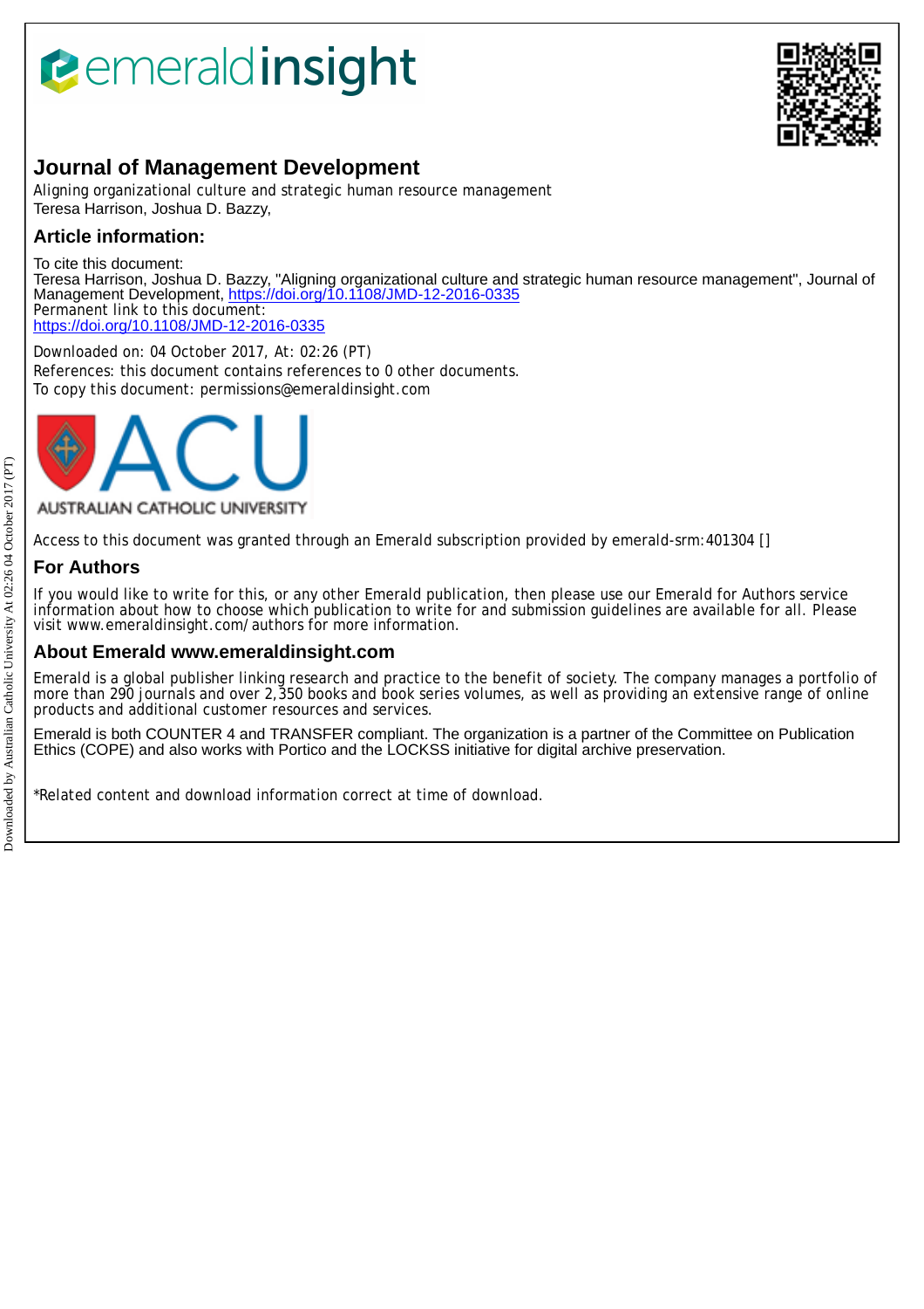# Journal of Management Development

Aligning organizational culture and strategic human resource management
Teresa Harrison, Joshua D. Bazzy,

## Article information:

To cite this document:
Teresa Harrison, Joshua D. Bazzy, "Aligning organizational culture and strategic human resource management", Journal of Management Development, https://doi.org/10.1108/JMD-12-2016-0335
Permanent link to this document:
https://doi.org/10.1108/JMD-12-2016-0335

Downloaded on: 04 October 2017, At: 02:26 (PT)
References: this document contains references to 0 other documents.
To copy this document: permissions@emeraldinsight.com

Access to this document was granted through an Emerald subscription provided by emerald-srm:401304 []

## For Authors

If you would like to write for this, or any other Emerald publication, then please use our Emerald for Authors service information about how to choose which publication to write for and submission guidelines are available for all. Please visit www.emeraldinsight.com/authors for more information.

## About Emerald www.emeraldinsight.com

Emerald is a global publisher linking research and practice to the benefit of society. The company manages a portfolio of more than 290 journals and over 2,350 books and book series volumes, as well as providing an extensive range of online products and additional customer resources and services.

Emerald is both COUNTER 4 and TRANSFER compliant. The organization is a partner of the Committee on Publication Ethics (COPE) and also works with Portico and the LOCKSS initiative for digital archive preservation.

*Related content and download information correct at time of download.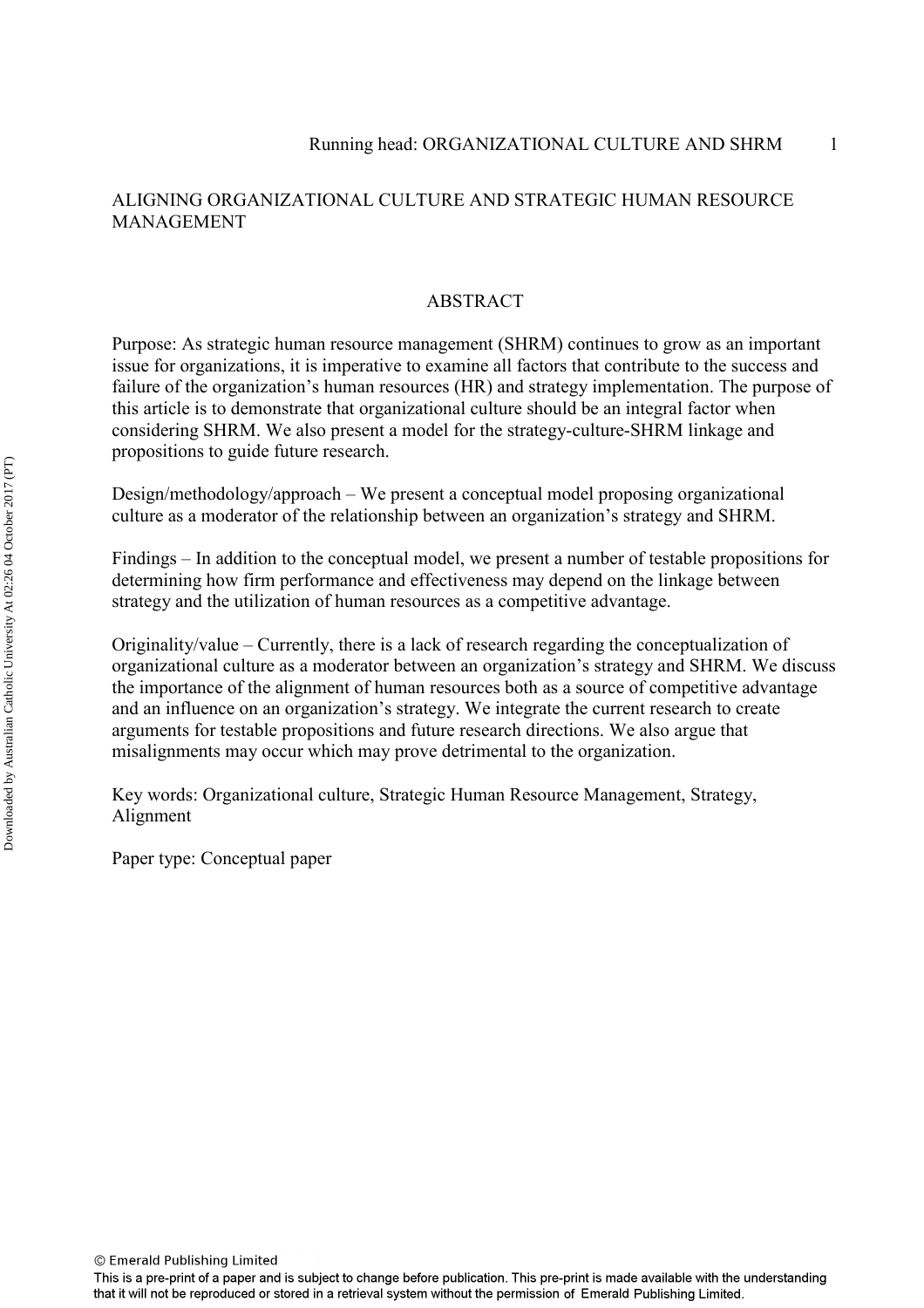# ALIGNING ORGANIZATIONAL CULTURE AND STRATEGIC HUMAN RESOURCE MANAGEMENT

## ABSTRACT

Purpose: As strategic human resource management (SHRM) continues to grow as an important issue for organizations, it is imperative to examine all factors that contribute to the success and failure of the organization's human resources (HR) and strategy implementation. The purpose of this article is to demonstrate that organizational culture should be an integral factor when considering SHRM. We also present a model for the strategy-culture-SHRM linkage and propositions to guide future research.

Design/methodology/approach – We present a conceptual model proposing organizational culture as a moderator of the relationship between an organization's strategy and SHRM.

Findings – In addition to the conceptual model, we present a number of testable propositions for determining how firm performance and effectiveness may depend on the linkage between strategy and the utilization of human resources as a competitive advantage.

Originality/value – Currently, there is a lack of research regarding the conceptualization of organizational culture as a moderator between an organization's strategy and SHRM. We discuss the importance of the alignment of human resources both as a source of competitive advantage and an influence on an organization's strategy. We integrate the current research to create arguments for testable propositions and future research directions. We also argue that misalignments may occur which may prove detrimental to the organization.

Key words: Organizational culture, Strategic Human Resource Management, Strategy, Alignment

Paper type: Conceptual paper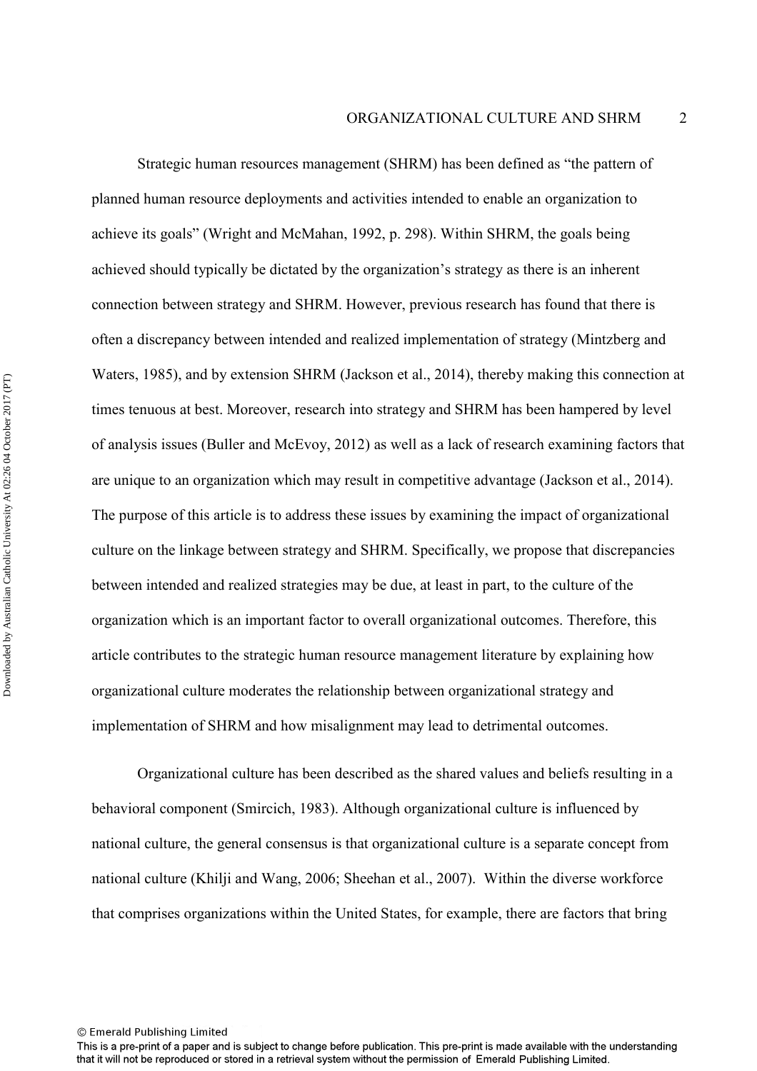Strategic human resources management (SHRM) has been defined as "the pattern of planned human resource deployments and activities intended to enable an organization to achieve its goals" (Wright and McMahan, 1992, p. 298). Within SHRM, the goals being achieved should typically be dictated by the organization's strategy as there is an inherent connection between strategy and SHRM. However, previous research has found that there is often a discrepancy between intended and realized implementation of strategy (Mintzberg and Waters, 1985), and by extension SHRM (Jackson et al., 2014), thereby making this connection at times tenuous at best. Moreover, research into strategy and SHRM has been hampered by level of analysis issues (Buller and McEvoy, 2012) as well as a lack of research examining factors that are unique to an organization which may result in competitive advantage (Jackson et al., 2014). The purpose of this article is to address these issues by examining the impact of organizational culture on the linkage between strategy and SHRM. Specifically, we propose that discrepancies between intended and realized strategies may be due, at least in part, to the culture of the organization which is an important factor to overall organizational outcomes. Therefore, this article contributes to the strategic human resource management literature by explaining how organizational culture moderates the relationship between organizational strategy and implementation of SHRM and how misalignment may lead to detrimental outcomes.

Organizational culture has been described as the shared values and beliefs resulting in a behavioral component (Smircich, 1983). Although organizational culture is influenced by national culture, the general consensus is that organizational culture is a separate concept from national culture (Khilji and Wang, 2006; Sheehan et al., 2007). Within the diverse workforce that comprises organizations within the United States, for example, there are factors that bring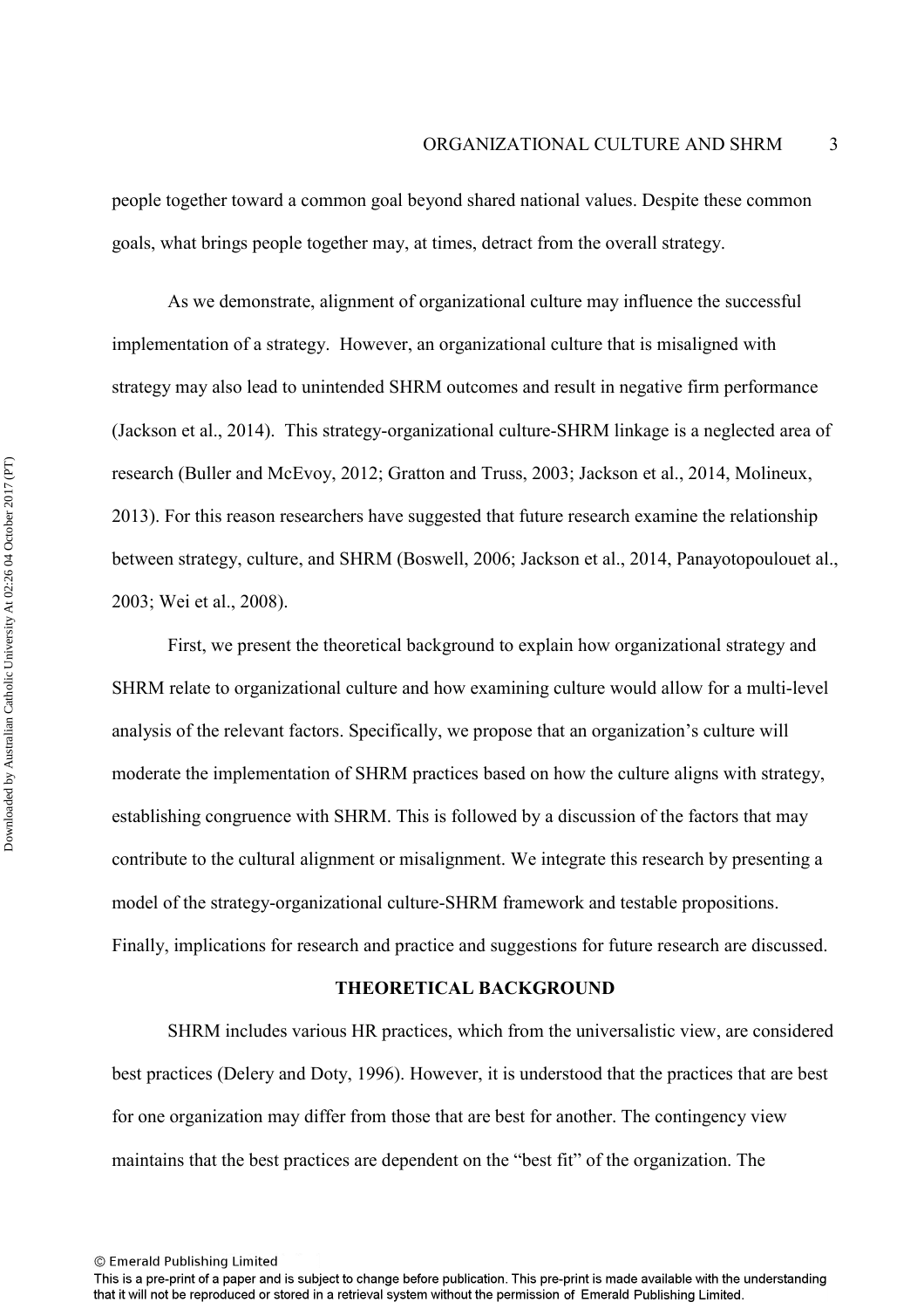people together toward a common goal beyond shared national values. Despite these common goals, what brings people together may, at times, detract from the overall strategy.

As we demonstrate, alignment of organizational culture may influence the successful implementation of a strategy. However, an organizational culture that is misaligned with strategy may also lead to unintended SHRM outcomes and result in negative firm performance (Jackson et al., 2014). This strategy-organizational culture-SHRM linkage is a neglected area of research (Buller and McEvoy, 2012; Gratton and Truss, 2003; Jackson et al., 2014, Molineux, 2013). For this reason researchers have suggested that future research examine the relationship between strategy, culture, and SHRM (Boswell, 2006; Jackson et al., 2014, Panayotopoulouet al., 2003; Wei et al., 2008).

First, we present the theoretical background to explain how organizational strategy and SHRM relate to organizational culture and how examining culture would allow for a multi-level analysis of the relevant factors. Specifically, we propose that an organization's culture will moderate the implementation of SHRM practices based on how the culture aligns with strategy, establishing congruence with SHRM. This is followed by a discussion of the factors that may contribute to the cultural alignment or misalignment. We integrate this research by presenting a model of the strategy-organizational culture-SHRM framework and testable propositions. Finally, implications for research and practice and suggestions for future research are discussed.

## THEORETICAL BACKGROUND

SHRM includes various HR practices, which from the universalistic view, are considered best practices (Delery and Doty, 1996). However, it is understood that the practices that are best for one organization may differ from those that are best for another. The contingency view maintains that the best practices are dependent on the "best fit" of the organization. The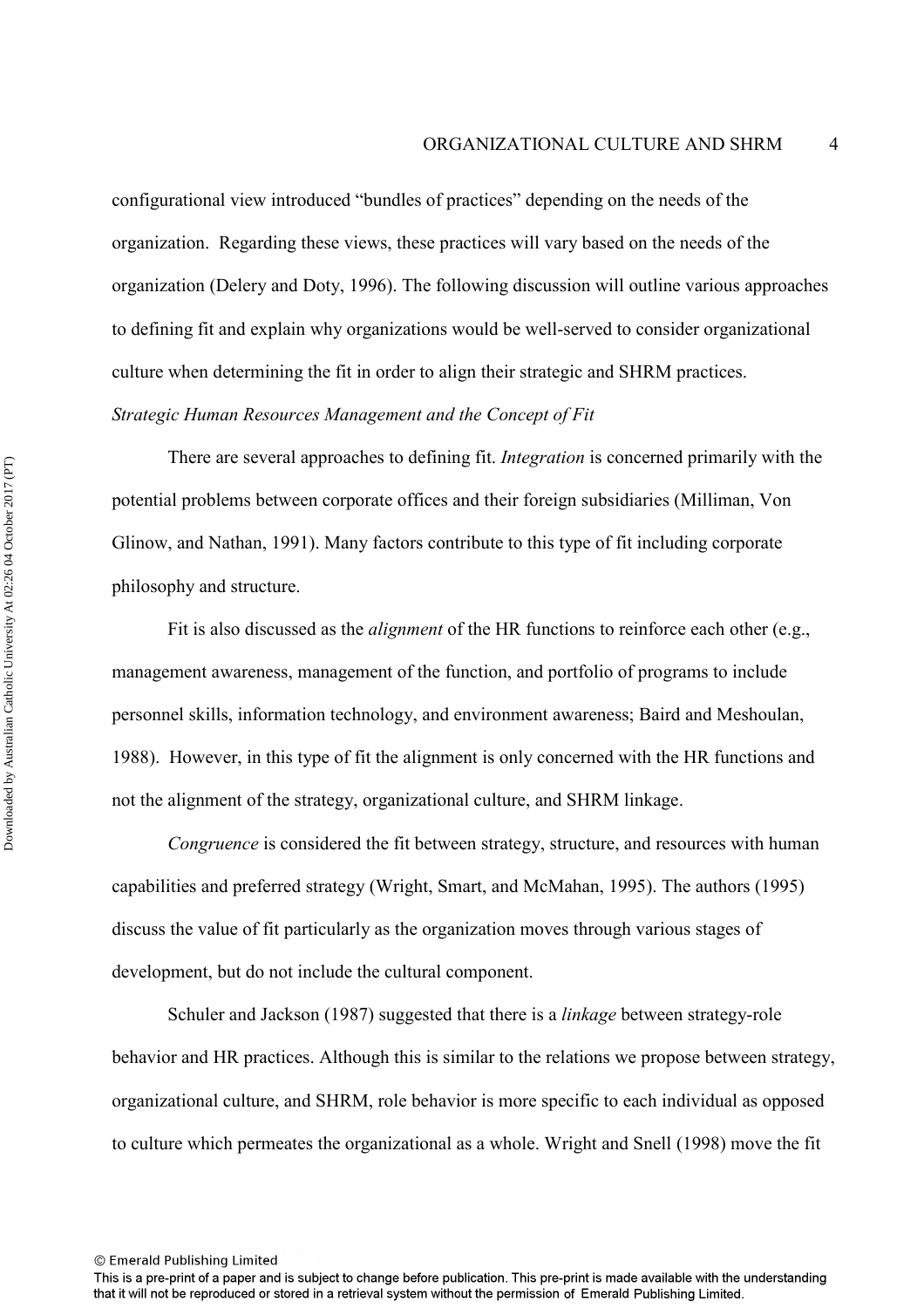configurational view introduced "bundles of practices" depending on the needs of the organization. Regarding these views, these practices will vary based on the needs of the organization (Delery and Doty, 1996). The following discussion will outline various approaches to defining fit and explain why organizations would be well-served to consider organizational culture when determining the fit in order to align their strategic and SHRM practices.

*Strategic Human Resources Management and the Concept of Fit*

There are several approaches to defining fit. *Integration* is concerned primarily with the potential problems between corporate offices and their foreign subsidiaries (Milliman, Von Glinow, and Nathan, 1991). Many factors contribute to this type of fit including corporate philosophy and structure.

Fit is also discussed as the *alignment* of the HR functions to reinforce each other (e.g., management awareness, management of the function, and portfolio of programs to include personnel skills, information technology, and environment awareness; Baird and Meshoulan, 1988). However, in this type of fit the alignment is only concerned with the HR functions and not the alignment of the strategy, organizational culture, and SHRM linkage.

*Congruence* is considered the fit between strategy, structure, and resources with human capabilities and preferred strategy (Wright, Smart, and McMahan, 1995). The authors (1995) discuss the value of fit particularly as the organization moves through various stages of development, but do not include the cultural component.

Schuler and Jackson (1987) suggested that there is a *linkage* between strategy-role behavior and HR practices. Although this is similar to the relations we propose between strategy, organizational culture, and SHRM, role behavior is more specific to each individual as opposed to culture which permeates the organizational as a whole. Wright and Snell (1998) move the fit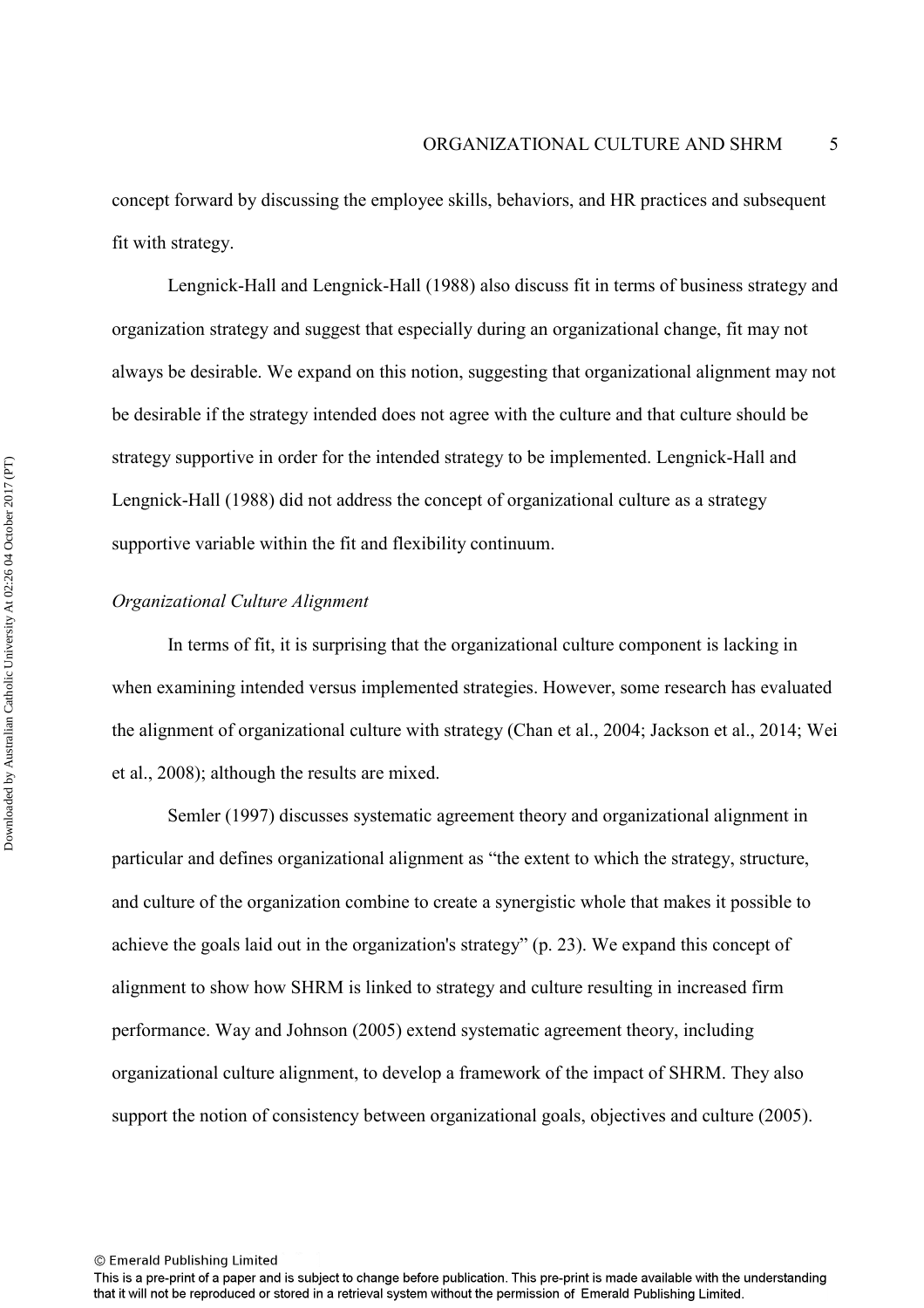concept forward by discussing the employee skills, behaviors, and HR practices and subsequent fit with strategy.

Lengnick-Hall and Lengnick-Hall (1988) also discuss fit in terms of business strategy and organization strategy and suggest that especially during an organizational change, fit may not always be desirable. We expand on this notion, suggesting that organizational alignment may not be desirable if the strategy intended does not agree with the culture and that culture should be strategy supportive in order for the intended strategy to be implemented. Lengnick-Hall and Lengnick-Hall (1988) did not address the concept of organizational culture as a strategy supportive variable within the fit and flexibility continuum.

*Organizational Culture Alignment*

In terms of fit, it is surprising that the organizational culture component is lacking in when examining intended versus implemented strategies. However, some research has evaluated the alignment of organizational culture with strategy (Chan et al., 2004; Jackson et al., 2014; Wei et al., 2008); although the results are mixed.

Semler (1997) discusses systematic agreement theory and organizational alignment in particular and defines organizational alignment as "the extent to which the strategy, structure, and culture of the organization combine to create a synergistic whole that makes it possible to achieve the goals laid out in the organization's strategy" (p. 23). We expand this concept of alignment to show how SHRM is linked to strategy and culture resulting in increased firm performance. Way and Johnson (2005) extend systematic agreement theory, including organizational culture alignment, to develop a framework of the impact of SHRM. They also support the notion of consistency between organizational goals, objectives and culture (2005).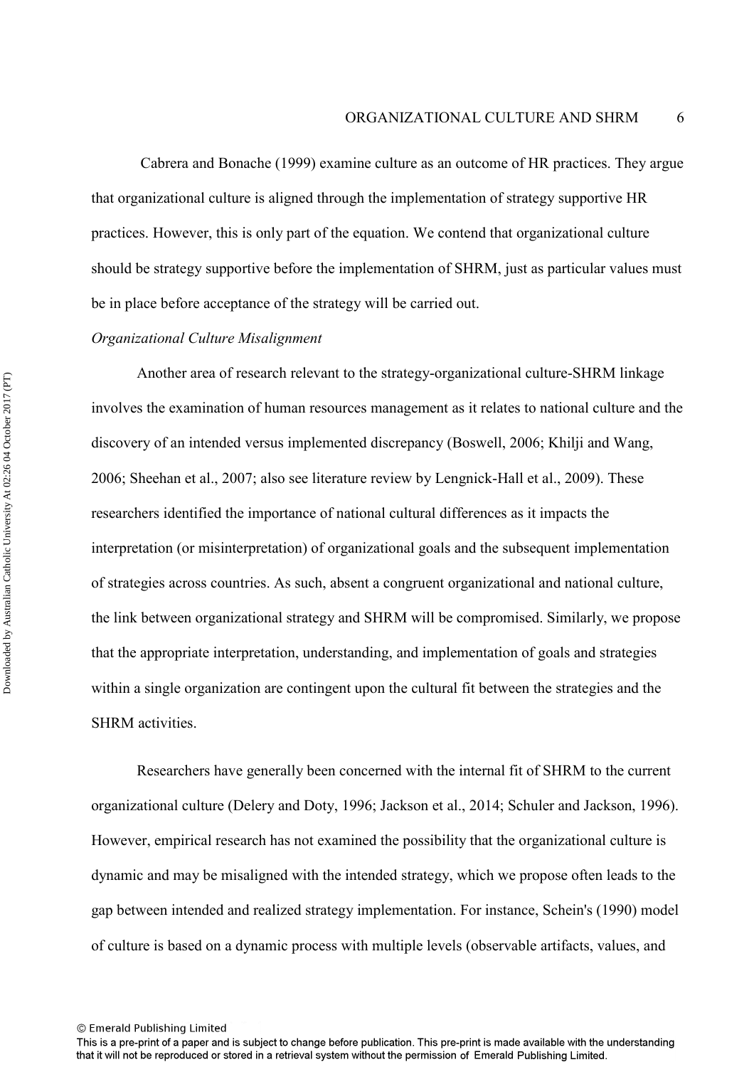Cabrera and Bonache (1999) examine culture as an outcome of HR practices. They argue that organizational culture is aligned through the implementation of strategy supportive HR practices. However, this is only part of the equation. We contend that organizational culture should be strategy supportive before the implementation of SHRM, just as particular values must be in place before acceptance of the strategy will be carried out.

*Organizational Culture Misalignment*

Another area of research relevant to the strategy-organizational culture-SHRM linkage involves the examination of human resources management as it relates to national culture and the discovery of an intended versus implemented discrepancy (Boswell, 2006; Khilji and Wang, 2006; Sheehan et al., 2007; also see literature review by Lengnick-Hall et al., 2009). These researchers identified the importance of national cultural differences as it impacts the interpretation (or misinterpretation) of organizational goals and the subsequent implementation of strategies across countries. As such, absent a congruent organizational and national culture, the link between organizational strategy and SHRM will be compromised. Similarly, we propose that the appropriate interpretation, understanding, and implementation of goals and strategies within a single organization are contingent upon the cultural fit between the strategies and the SHRM activities.

Researchers have generally been concerned with the internal fit of SHRM to the current organizational culture (Delery and Doty, 1996; Jackson et al., 2014; Schuler and Jackson, 1996). However, empirical research has not examined the possibility that the organizational culture is dynamic and may be misaligned with the intended strategy, which we propose often leads to the gap between intended and realized strategy implementation. For instance, Schein's (1990) model of culture is based on a dynamic process with multiple levels (observable artifacts, values, and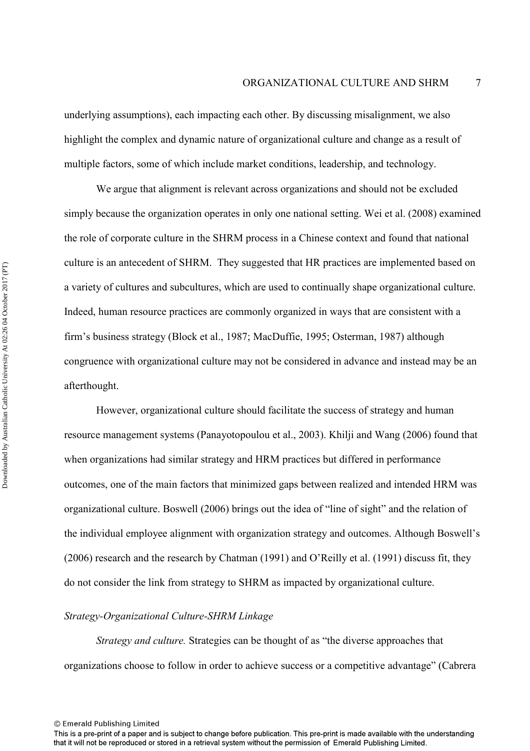underlying assumptions), each impacting each other. By discussing misalignment, we also highlight the complex and dynamic nature of organizational culture and change as a result of multiple factors, some of which include market conditions, leadership, and technology.

We argue that alignment is relevant across organizations and should not be excluded simply because the organization operates in only one national setting. Wei et al. (2008) examined the role of corporate culture in the SHRM process in a Chinese context and found that national culture is an antecedent of SHRM. They suggested that HR practices are implemented based on a variety of cultures and subcultures, which are used to continually shape organizational culture. Indeed, human resource practices are commonly organized in ways that are consistent with a firm's business strategy (Block et al., 1987; MacDuffie, 1995; Osterman, 1987) although congruence with organizational culture may not be considered in advance and instead may be an afterthought.

However, organizational culture should facilitate the success of strategy and human resource management systems (Panayotopoulou et al., 2003). Khilji and Wang (2006) found that when organizations had similar strategy and HRM practices but differed in performance outcomes, one of the main factors that minimized gaps between realized and intended HRM was organizational culture. Boswell (2006) brings out the idea of "line of sight" and the relation of the individual employee alignment with organization strategy and outcomes. Although Boswell's (2006) research and the research by Chatman (1991) and O'Reilly et al. (1991) discuss fit, they do not consider the link from strategy to SHRM as impacted by organizational culture.

*Strategy-Organizational Culture-SHRM Linkage*

*Strategy and culture.* Strategies can be thought of as "the diverse approaches that organizations choose to follow in order to achieve success or a competitive advantage" (Cabrera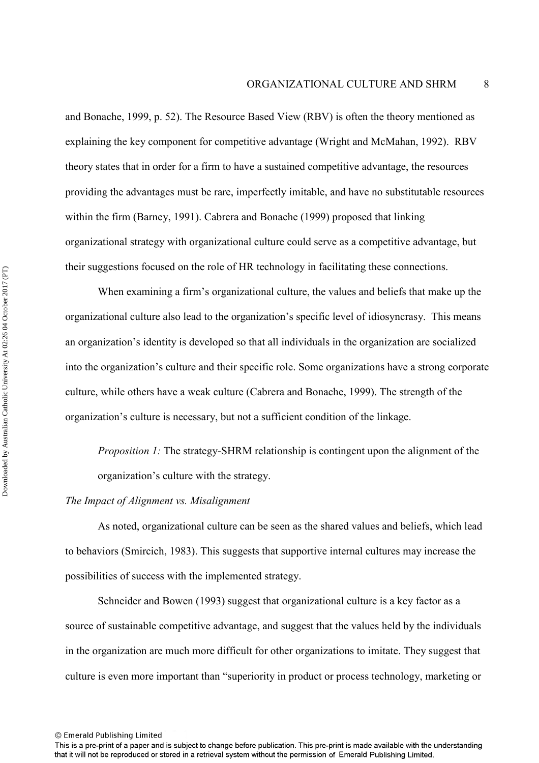and Bonache, 1999, p. 52). The Resource Based View (RBV) is often the theory mentioned as explaining the key component for competitive advantage (Wright and McMahan, 1992). RBV theory states that in order for a firm to have a sustained competitive advantage, the resources providing the advantages must be rare, imperfectly imitable, and have no substitutable resources within the firm (Barney, 1991). Cabrera and Bonache (1999) proposed that linking organizational strategy with organizational culture could serve as a competitive advantage, but their suggestions focused on the role of HR technology in facilitating these connections.

When examining a firm's organizational culture, the values and beliefs that make up the organizational culture also lead to the organization's specific level of idiosyncrasy. This means an organization's identity is developed so that all individuals in the organization are socialized into the organization's culture and their specific role. Some organizations have a strong corporate culture, while others have a weak culture (Cabrera and Bonache, 1999). The strength of the organization's culture is necessary, but not a sufficient condition of the linkage.

*Proposition 1:* The strategy-SHRM relationship is contingent upon the alignment of the organization's culture with the strategy.

*The Impact of Alignment vs. Misalignment*

As noted, organizational culture can be seen as the shared values and beliefs, which lead to behaviors (Smircich, 1983). This suggests that supportive internal cultures may increase the possibilities of success with the implemented strategy.

Schneider and Bowen (1993) suggest that organizational culture is a key factor as a source of sustainable competitive advantage, and suggest that the values held by the individuals in the organization are much more difficult for other organizations to imitate. They suggest that culture is even more important than "superiority in product or process technology, marketing or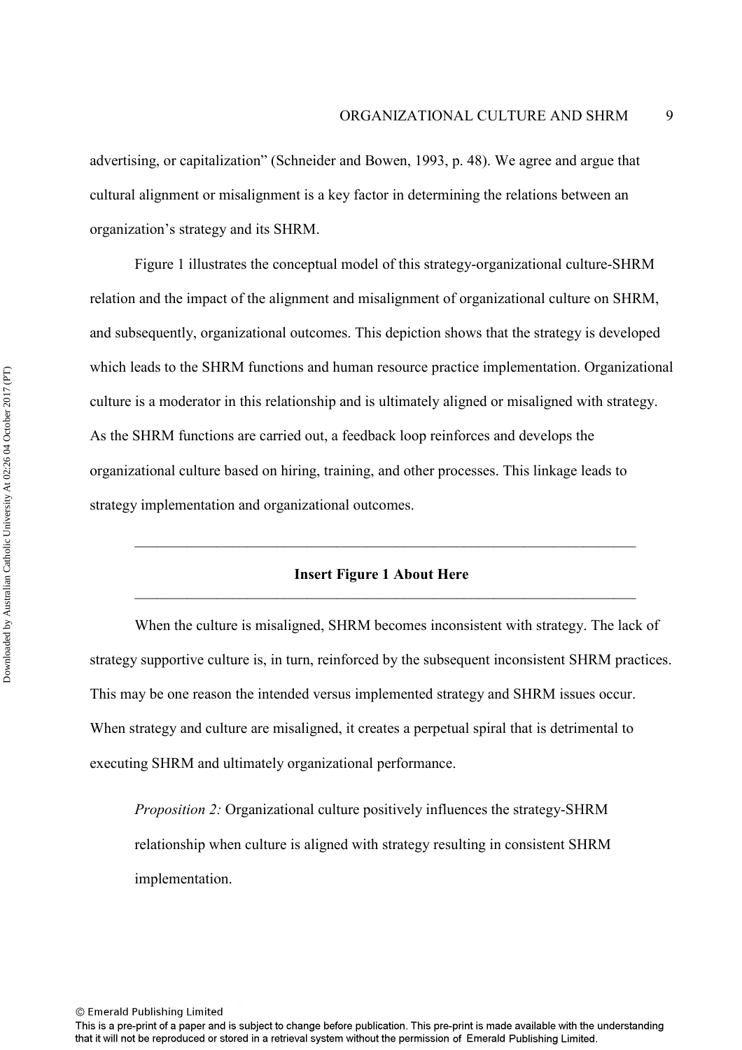advertising, or capitalization" (Schneider and Bowen, 1993, p. 48). We agree and argue that cultural alignment or misalignment is a key factor in determining the relations between an organization's strategy and its SHRM.

Figure 1 illustrates the conceptual model of this strategy-organizational culture-SHRM relation and the impact of the alignment and misalignment of organizational culture on SHRM, and subsequently, organizational outcomes. This depiction shows that the strategy is developed which leads to the SHRM functions and human resource practice implementation. Organizational culture is a moderator in this relationship and is ultimately aligned or misaligned with strategy. As the SHRM functions are carried out, a feedback loop reinforces and develops the organizational culture based on hiring, training, and other processes. This linkage leads to strategy implementation and organizational outcomes.

---

**Insert Figure 1 About Here**

---

When the culture is misaligned, SHRM becomes inconsistent with strategy. The lack of strategy supportive culture is, in turn, reinforced by the subsequent inconsistent SHRM practices. This may be one reason the intended versus implemented strategy and SHRM issues occur. When strategy and culture are misaligned, it creates a perpetual spiral that is detrimental to executing SHRM and ultimately organizational performance.

*Proposition 2:* Organizational culture positively influences the strategy-SHRM relationship when culture is aligned with strategy resulting in consistent SHRM implementation.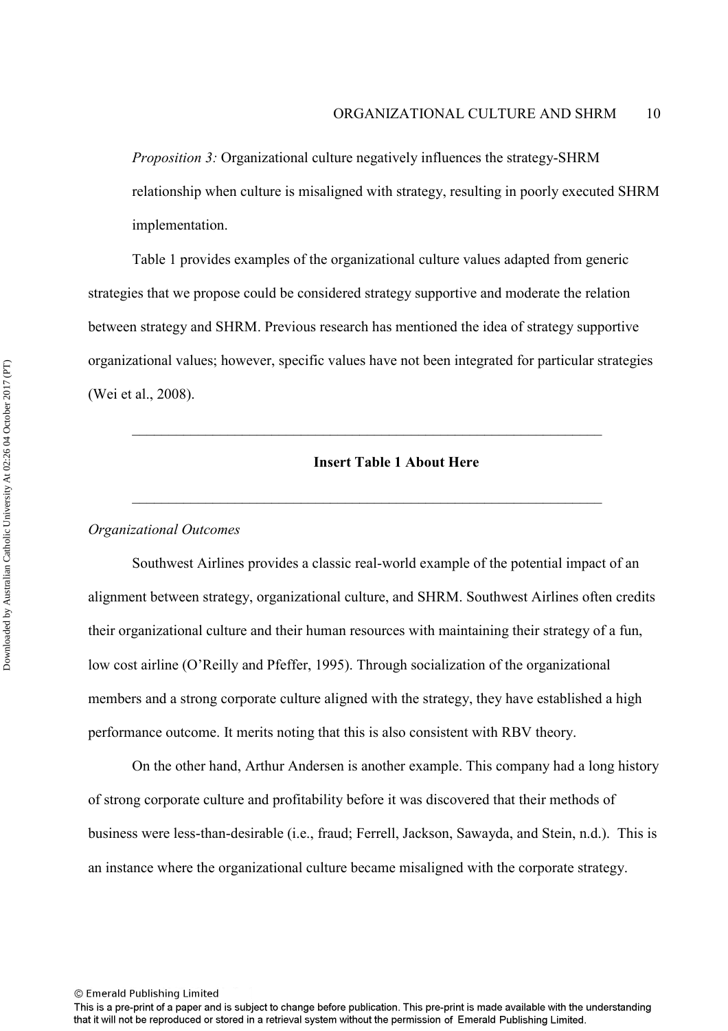*Proposition 3:* Organizational culture negatively influences the strategy-SHRM relationship when culture is misaligned with strategy, resulting in poorly executed SHRM implementation.

Table 1 provides examples of the organizational culture values adapted from generic strategies that we propose could be considered strategy supportive and moderate the relation between strategy and SHRM. Previous research has mentioned the idea of strategy supportive organizational values; however, specific values have not been integrated for particular strategies (Wei et al., 2008).

---

**Insert Table 1 About Here**

---

*Organizational Outcomes*

Southwest Airlines provides a classic real-world example of the potential impact of an alignment between strategy, organizational culture, and SHRM. Southwest Airlines often credits their organizational culture and their human resources with maintaining their strategy of a fun, low cost airline (O'Reilly and Pfeffer, 1995). Through socialization of the organizational members and a strong corporate culture aligned with the strategy, they have established a high performance outcome. It merits noting that this is also consistent with RBV theory.

On the other hand, Arthur Andersen is another example. This company had a long history of strong corporate culture and profitability before it was discovered that their methods of business were less-than-desirable (i.e., fraud; Ferrell, Jackson, Sawayda, and Stein, n.d.). This is an instance where the organizational culture became misaligned with the corporate strategy.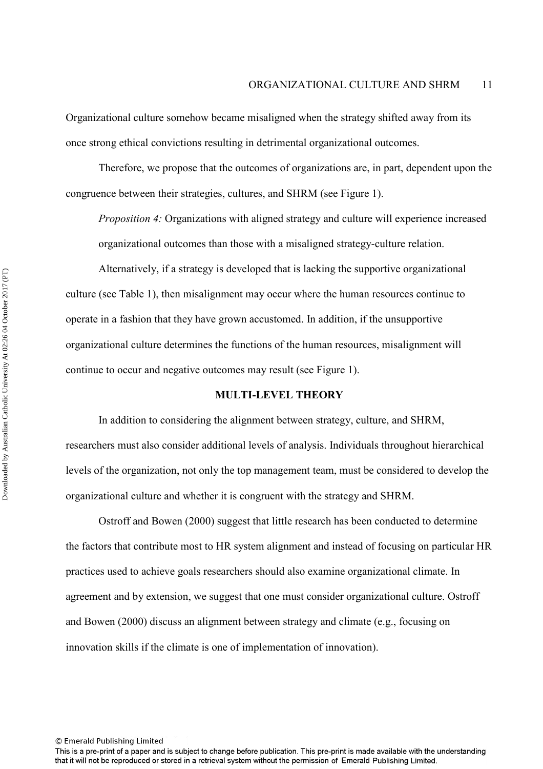Organizational culture somehow became misaligned when the strategy shifted away from its once strong ethical convictions resulting in detrimental organizational outcomes.

Therefore, we propose that the outcomes of organizations are, in part, dependent upon the congruence between their strategies, cultures, and SHRM (see Figure 1).

*Proposition 4:* Organizations with aligned strategy and culture will experience increased organizational outcomes than those with a misaligned strategy-culture relation.

Alternatively, if a strategy is developed that is lacking the supportive organizational culture (see Table 1), then misalignment may occur where the human resources continue to operate in a fashion that they have grown accustomed. In addition, if the unsupportive organizational culture determines the functions of the human resources, misalignment will continue to occur and negative outcomes may result (see Figure 1).

## MULTI-LEVEL THEORY

In addition to considering the alignment between strategy, culture, and SHRM, researchers must also consider additional levels of analysis. Individuals throughout hierarchical levels of the organization, not only the top management team, must be considered to develop the organizational culture and whether it is congruent with the strategy and SHRM.

Ostroff and Bowen (2000) suggest that little research has been conducted to determine the factors that contribute most to HR system alignment and instead of focusing on particular HR practices used to achieve goals researchers should also examine organizational climate. In agreement and by extension, we suggest that one must consider organizational culture. Ostroff and Bowen (2000) discuss an alignment between strategy and climate (e.g., focusing on innovation skills if the climate is one of implementation of innovation).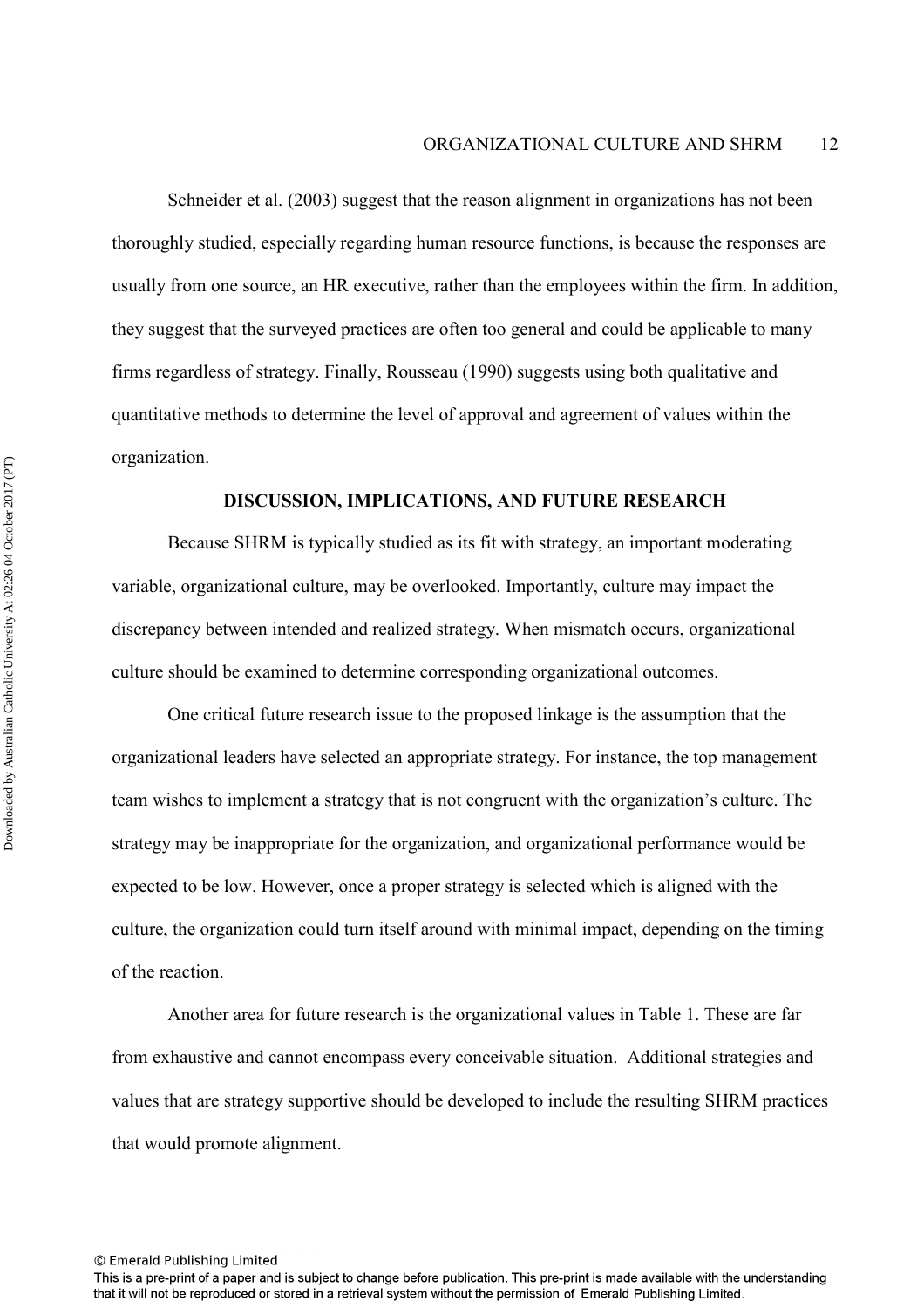Schneider et al. (2003) suggest that the reason alignment in organizations has not been thoroughly studied, especially regarding human resource functions, is because the responses are usually from one source, an HR executive, rather than the employees within the firm. In addition, they suggest that the surveyed practices are often too general and could be applicable to many firms regardless of strategy. Finally, Rousseau (1990) suggests using both qualitative and quantitative methods to determine the level of approval and agreement of values within the organization.

## DISCUSSION, IMPLICATIONS, AND FUTURE RESEARCH

Because SHRM is typically studied as its fit with strategy, an important moderating variable, organizational culture, may be overlooked. Importantly, culture may impact the discrepancy between intended and realized strategy. When mismatch occurs, organizational culture should be examined to determine corresponding organizational outcomes.

One critical future research issue to the proposed linkage is the assumption that the organizational leaders have selected an appropriate strategy. For instance, the top management team wishes to implement a strategy that is not congruent with the organization's culture. The strategy may be inappropriate for the organization, and organizational performance would be expected to be low. However, once a proper strategy is selected which is aligned with the culture, the organization could turn itself around with minimal impact, depending on the timing of the reaction.

Another area for future research is the organizational values in Table 1. These are far from exhaustive and cannot encompass every conceivable situation. Additional strategies and values that are strategy supportive should be developed to include the resulting SHRM practices that would promote alignment.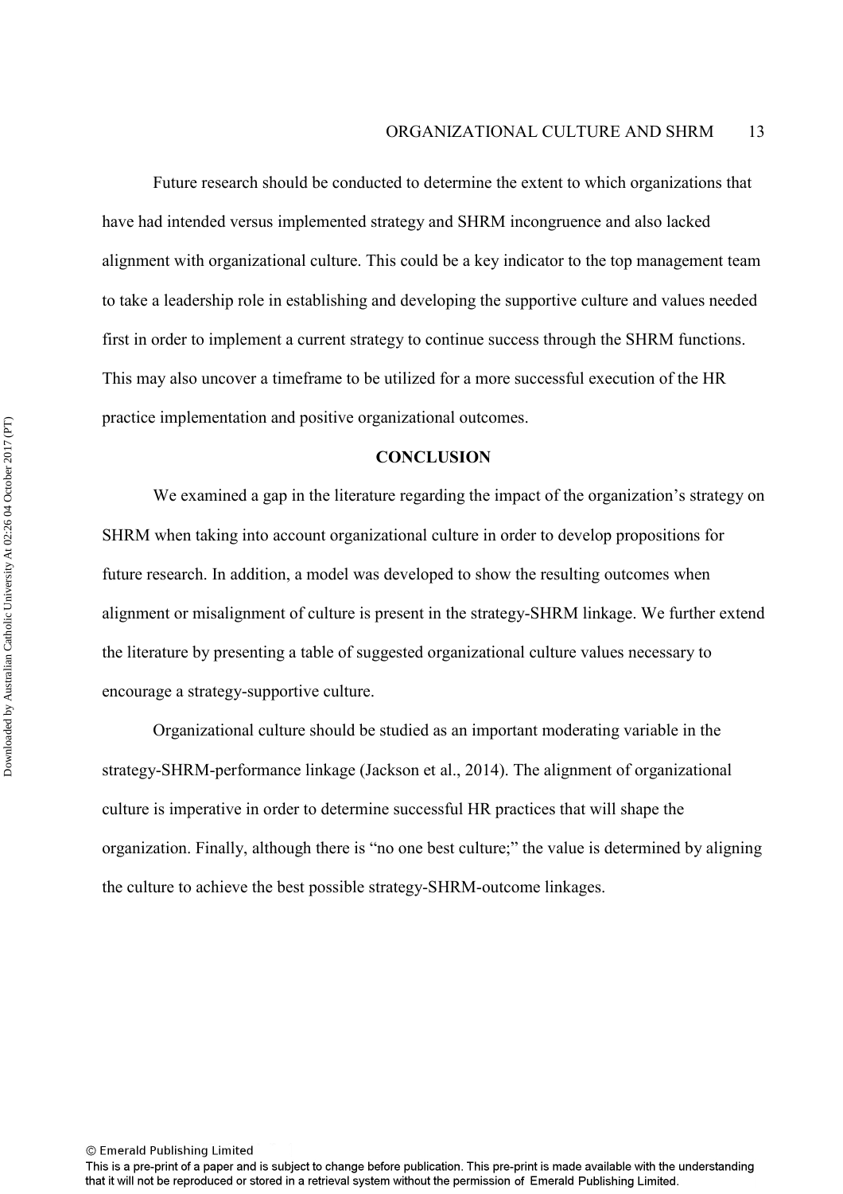Future research should be conducted to determine the extent to which organizations that have had intended versus implemented strategy and SHRM incongruence and also lacked alignment with organizational culture. This could be a key indicator to the top management team to take a leadership role in establishing and developing the supportive culture and values needed first in order to implement a current strategy to continue success through the SHRM functions. This may also uncover a timeframe to be utilized for a more successful execution of the HR practice implementation and positive organizational outcomes.

## CONCLUSION

We examined a gap in the literature regarding the impact of the organization's strategy on SHRM when taking into account organizational culture in order to develop propositions for future research. In addition, a model was developed to show the resulting outcomes when alignment or misalignment of culture is present in the strategy-SHRM linkage. We further extend the literature by presenting a table of suggested organizational culture values necessary to encourage a strategy-supportive culture.

Organizational culture should be studied as an important moderating variable in the strategy-SHRM-performance linkage (Jackson et al., 2014). The alignment of organizational culture is imperative in order to determine successful HR practices that will shape the organization. Finally, although there is "no one best culture;" the value is determined by aligning the culture to achieve the best possible strategy-SHRM-outcome linkages.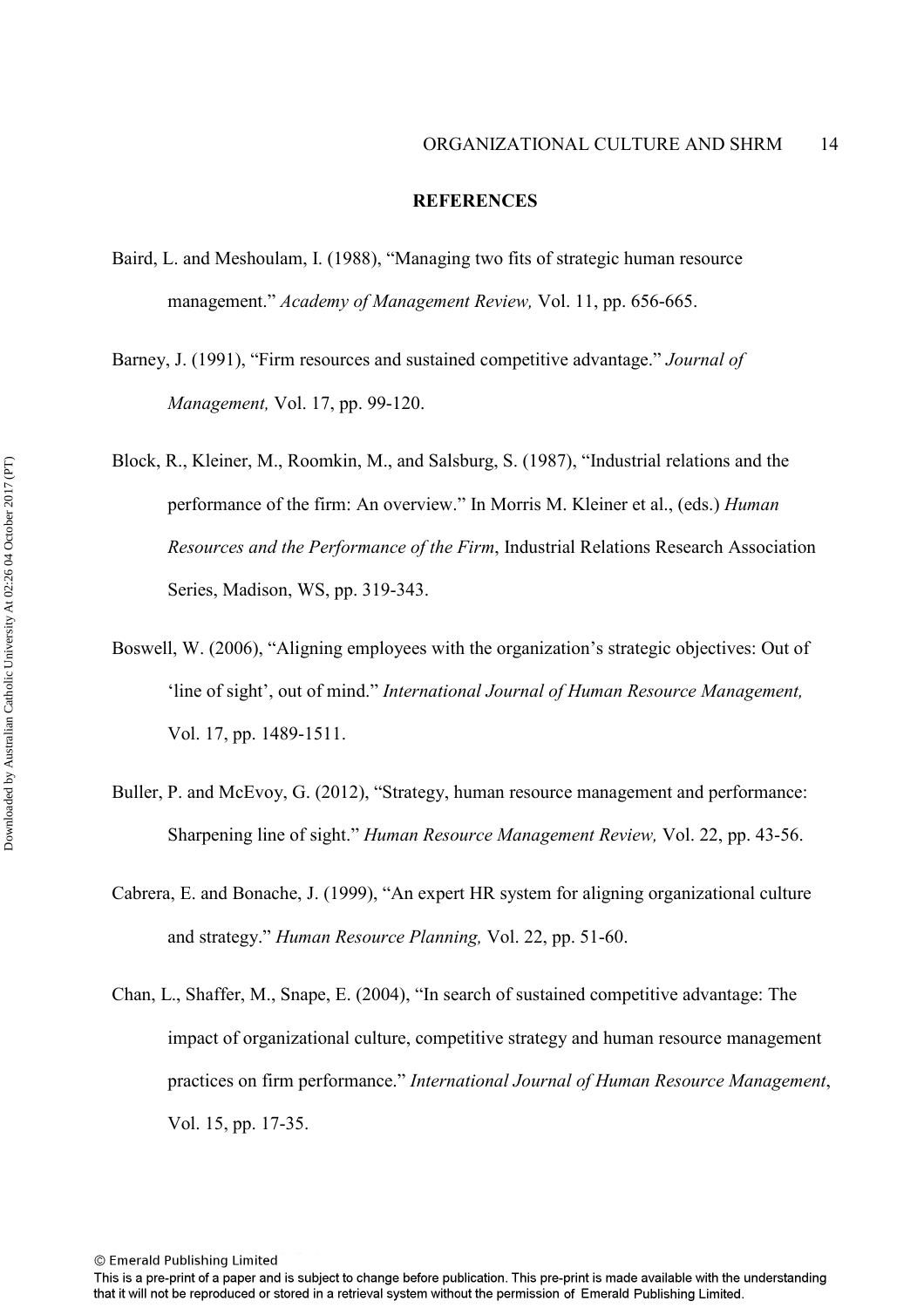## REFERENCES

Baird, L. and Meshoulam, I. (1988), "Managing two fits of strategic human resource management." *Academy of Management Review,* Vol. 11, pp. 656-665.

Barney, J. (1991), "Firm resources and sustained competitive advantage." *Journal of Management,* Vol. 17, pp. 99-120.

Block, R., Kleiner, M., Roomkin, M., and Salsburg, S. (1987), "Industrial relations and the performance of the firm: An overview." In Morris M. Kleiner et al., (eds.) *Human Resources and the Performance of the Firm*, Industrial Relations Research Association Series, Madison, WS, pp. 319-343.

Boswell, W. (2006), "Aligning employees with the organization's strategic objectives: Out of 'line of sight', out of mind." *International Journal of Human Resource Management,* Vol. 17, pp. 1489-1511.

Buller, P. and McEvoy, G. (2012), "Strategy, human resource management and performance: Sharpening line of sight." *Human Resource Management Review,* Vol. 22, pp. 43-56.

Cabrera, E. and Bonache, J. (1999), "An expert HR system for aligning organizational culture and strategy." *Human Resource Planning,* Vol. 22, pp. 51-60.

Chan, L., Shaffer, M., Snape, E. (2004), "In search of sustained competitive advantage: The impact of organizational culture, competitive strategy and human resource management practices on firm performance." *International Journal of Human Resource Management*, Vol. 15, pp. 17-35.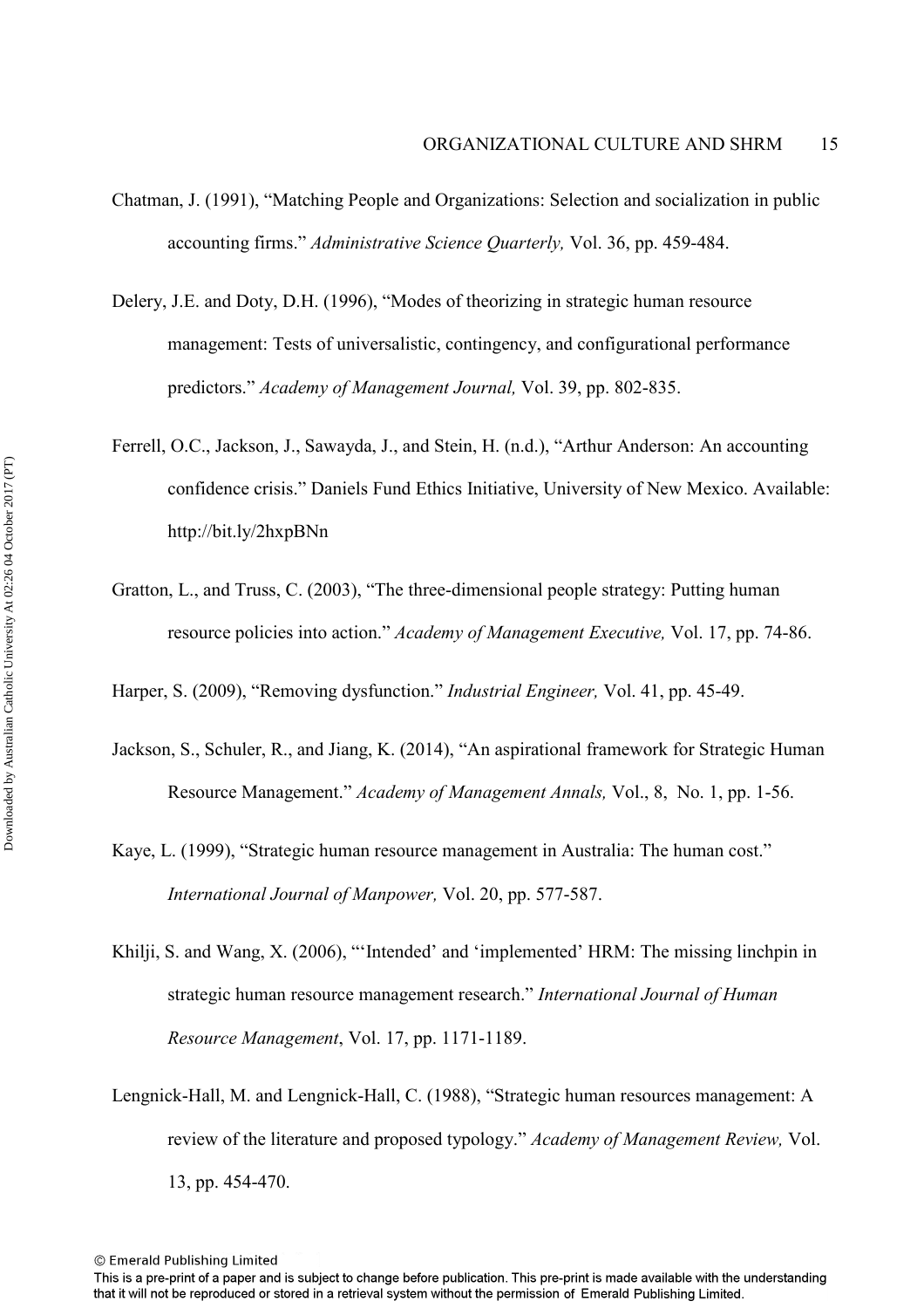Chatman, J. (1991), "Matching People and Organizations: Selection and socialization in public accounting firms." *Administrative Science Quarterly,* Vol. 36, pp. 459-484.

Delery, J.E. and Doty, D.H. (1996), "Modes of theorizing in strategic human resource management: Tests of universalistic, contingency, and configurational performance predictors." *Academy of Management Journal,* Vol. 39, pp. 802-835.

Ferrell, O.C., Jackson, J., Sawayda, J., and Stein, H. (n.d.), "Arthur Anderson: An accounting confidence crisis." Daniels Fund Ethics Initiative, University of New Mexico. Available: http://bit.ly/2hxpBNn

Gratton, L., and Truss, C. (2003), "The three-dimensional people strategy: Putting human resource policies into action." *Academy of Management Executive,* Vol. 17, pp. 74-86.

Harper, S. (2009), "Removing dysfunction." *Industrial Engineer,* Vol. 41, pp. 45-49.

Jackson, S., Schuler, R., and Jiang, K. (2014), "An aspirational framework for Strategic Human Resource Management." *Academy of Management Annals,* Vol., 8, No. 1, pp. 1-56.

Kaye, L. (1999), "Strategic human resource management in Australia: The human cost." *International Journal of Manpower,* Vol. 20, pp. 577-587.

Khilji, S. and Wang, X. (2006), "'Intended' and 'implemented' HRM: The missing linchpin in strategic human resource management research." *International Journal of Human Resource Management*, Vol. 17, pp. 1171-1189.

Lengnick-Hall, M. and Lengnick-Hall, C. (1988), "Strategic human resources management: A review of the literature and proposed typology." *Academy of Management Review,* Vol. 13, pp. 454-470.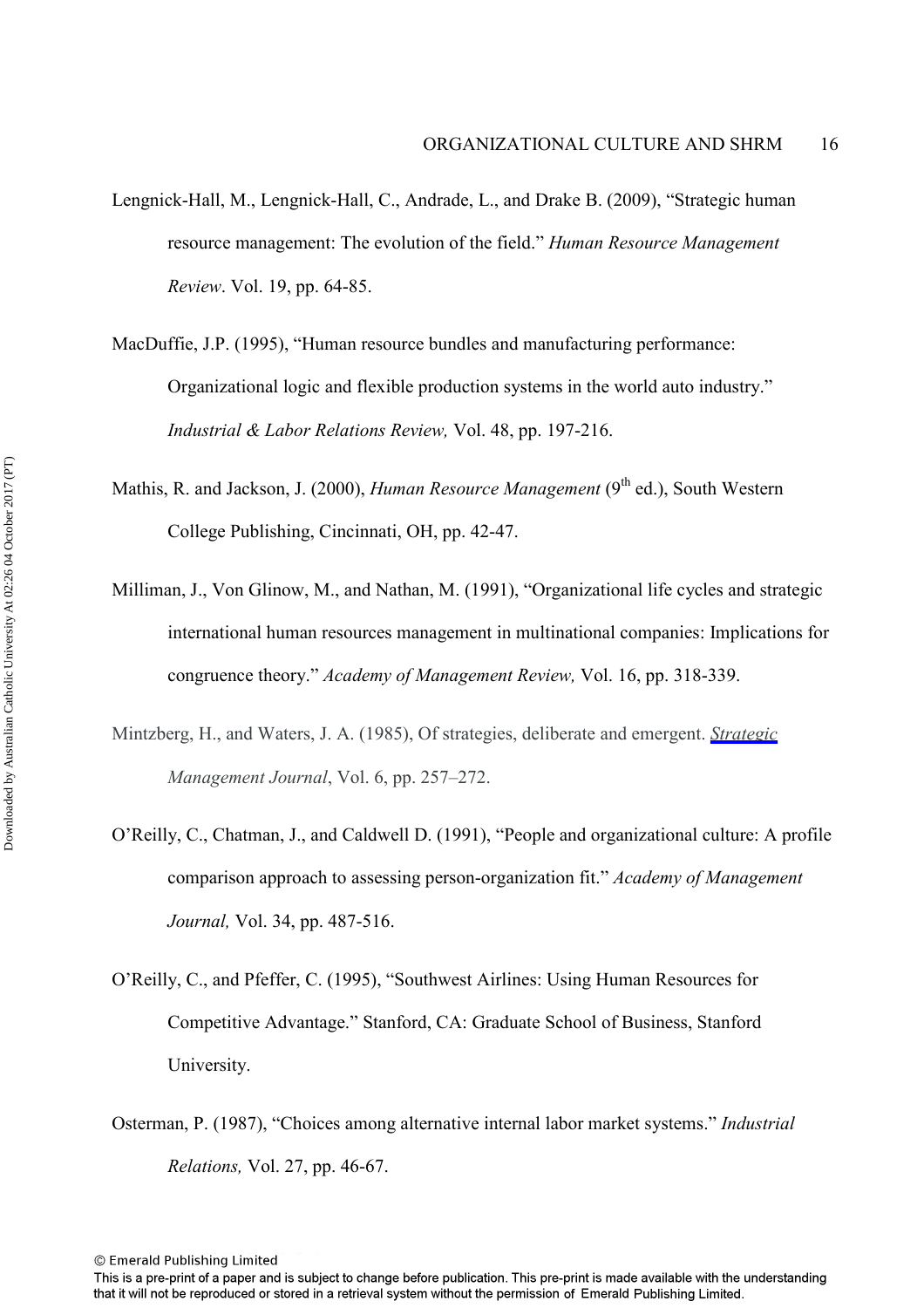Lengnick-Hall, M., Lengnick-Hall, C., Andrade, L., and Drake B. (2009), "Strategic human resource management: The evolution of the field." *Human Resource Management Review*. Vol. 19, pp. 64-85.

MacDuffie, J.P. (1995), "Human resource bundles and manufacturing performance: Organizational logic and flexible production systems in the world auto industry." *Industrial & Labor Relations Review,* Vol. 48, pp. 197-216.

Mathis, R. and Jackson, J. (2000), *Human Resource Management* (9th ed.), South Western College Publishing, Cincinnati, OH, pp. 42-47.

Milliman, J., Von Glinow, M., and Nathan, M. (1991), "Organizational life cycles and strategic international human resources management in multinational companies: Implications for congruence theory." *Academy of Management Review,* Vol. 16, pp. 318-339.

Mintzberg, H., and Waters, J. A. (1985), Of strategies, deliberate and emergent. *Strategic Management Journal*, Vol. 6, pp. 257–272.

O'Reilly, C., Chatman, J., and Caldwell D. (1991), "People and organizational culture: A profile comparison approach to assessing person-organization fit." *Academy of Management Journal,* Vol. 34, pp. 487-516.

O'Reilly, C., and Pfeffer, C. (1995), "Southwest Airlines: Using Human Resources for Competitive Advantage." Stanford, CA: Graduate School of Business, Stanford University.

Osterman, P. (1987), "Choices among alternative internal labor market systems." *Industrial Relations,* Vol. 27, pp. 46-67.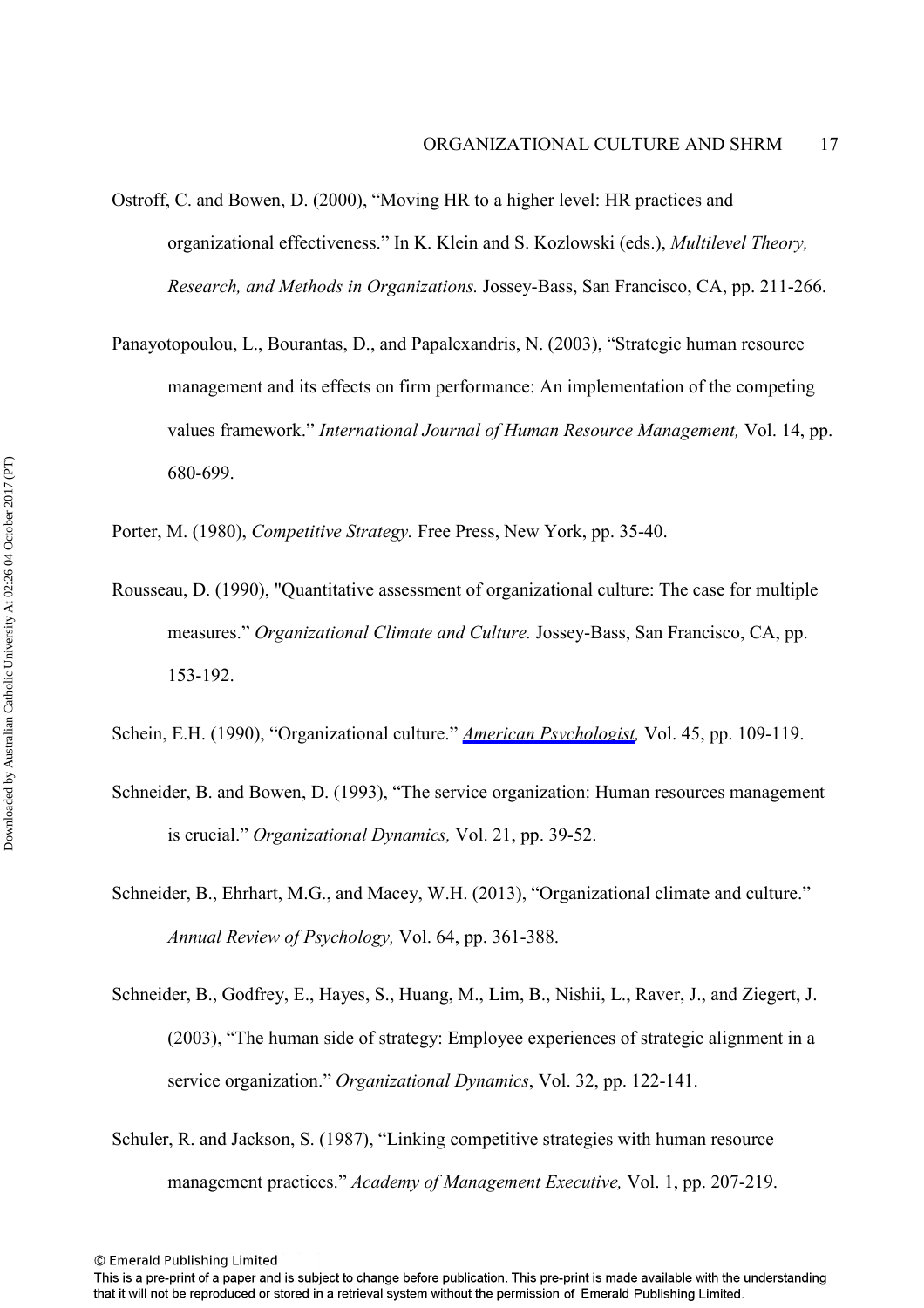Ostroff, C. and Bowen, D. (2000), "Moving HR to a higher level: HR practices and organizational effectiveness." In K. Klein and S. Kozlowski (eds.), *Multilevel Theory, Research, and Methods in Organizations.* Jossey-Bass, San Francisco, CA, pp. 211-266.

Panayotopoulou, L., Bourantas, D., and Papalexandris, N. (2003), "Strategic human resource management and its effects on firm performance: An implementation of the competing values framework." *International Journal of Human Resource Management,* Vol. 14, pp. 680-699.

Porter, M. (1980), *Competitive Strategy.* Free Press, New York, pp. 35-40.

Rousseau, D. (1990), "Quantitative assessment of organizational culture: The case for multiple measures." *Organizational Climate and Culture.* Jossey-Bass, San Francisco, CA, pp. 153-192.

Schein, E.H. (1990), "Organizational culture." *American Psychologist,* Vol. 45, pp. 109-119.

Schneider, B. and Bowen, D. (1993), "The service organization: Human resources management is crucial." *Organizational Dynamics,* Vol. 21, pp. 39-52.

Schneider, B., Ehrhart, M.G., and Macey, W.H. (2013), "Organizational climate and culture." *Annual Review of Psychology,* Vol. 64, pp. 361-388.

Schneider, B., Godfrey, E., Hayes, S., Huang, M., Lim, B., Nishii, L., Raver, J., and Ziegert, J. (2003), "The human side of strategy: Employee experiences of strategic alignment in a service organization." *Organizational Dynamics*, Vol. 32, pp. 122-141.

Schuler, R. and Jackson, S. (1987), "Linking competitive strategies with human resource management practices." *Academy of Management Executive,* Vol. 1, pp. 207-219.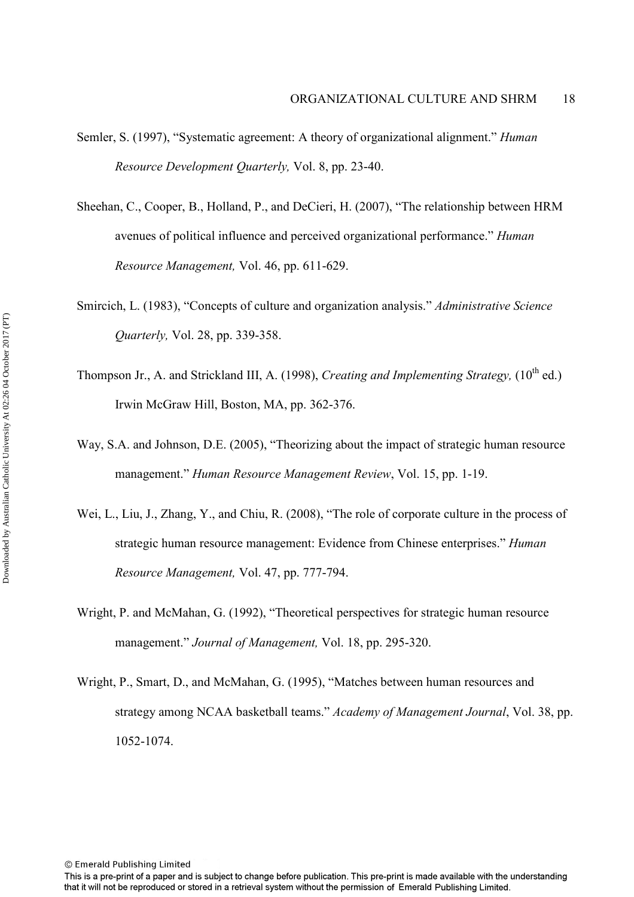Semler, S. (1997), "Systematic agreement: A theory of organizational alignment." *Human Resource Development Quarterly,* Vol. 8, pp. 23-40.

Sheehan, C., Cooper, B., Holland, P., and DeCieri, H. (2007), "The relationship between HRM avenues of political influence and perceived organizational performance." *Human Resource Management,* Vol. 46, pp. 611-629.

Smircich, L. (1983), "Concepts of culture and organization analysis." *Administrative Science Quarterly,* Vol. 28, pp. 339-358.

Thompson Jr., A. and Strickland III, A. (1998), *Creating and Implementing Strategy,* (10th ed.) Irwin McGraw Hill, Boston, MA, pp. 362-376.

Way, S.A. and Johnson, D.E. (2005), "Theorizing about the impact of strategic human resource management." *Human Resource Management Review*, Vol. 15, pp. 1-19.

Wei, L., Liu, J., Zhang, Y., and Chiu, R. (2008), "The role of corporate culture in the process of strategic human resource management: Evidence from Chinese enterprises." *Human Resource Management,* Vol. 47, pp. 777-794.

Wright, P. and McMahan, G. (1992), "Theoretical perspectives for strategic human resource management." *Journal of Management,* Vol. 18, pp. 295-320.

Wright, P., Smart, D., and McMahan, G. (1995), "Matches between human resources and strategy among NCAA basketball teams." *Academy of Management Journal*, Vol. 38, pp. 1052-1074.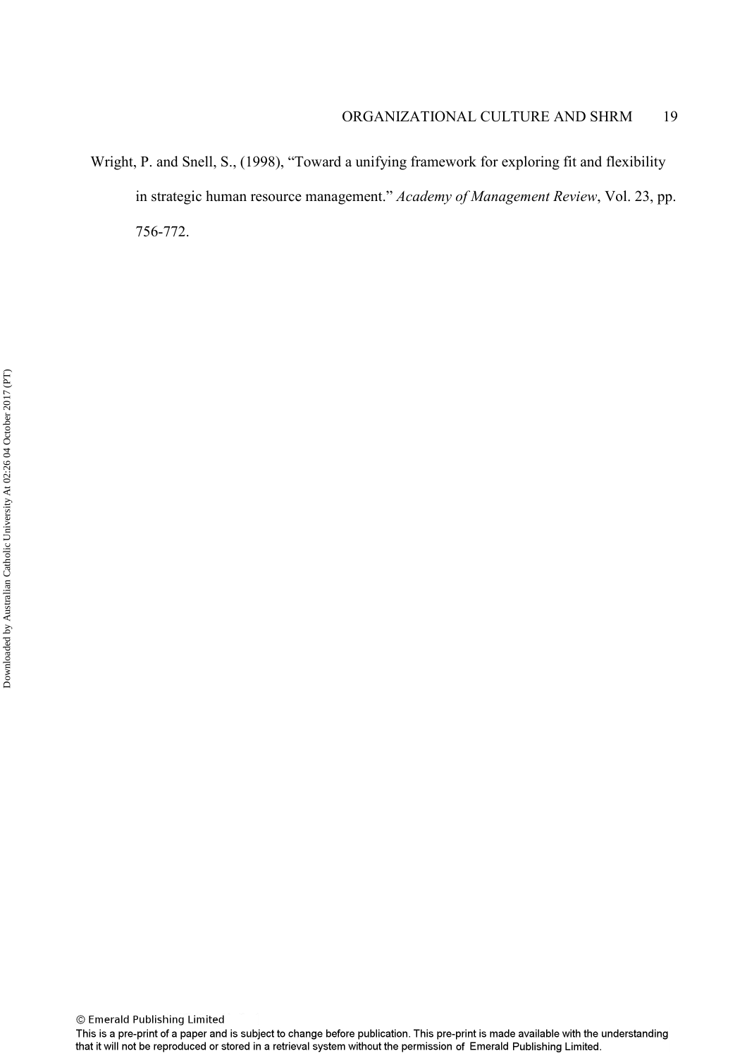Wright, P. and Snell, S., (1998), "Toward a unifying framework for exploring fit and flexibility in strategic human resource management." *Academy of Management Review*, Vol. 23, pp. 756-772.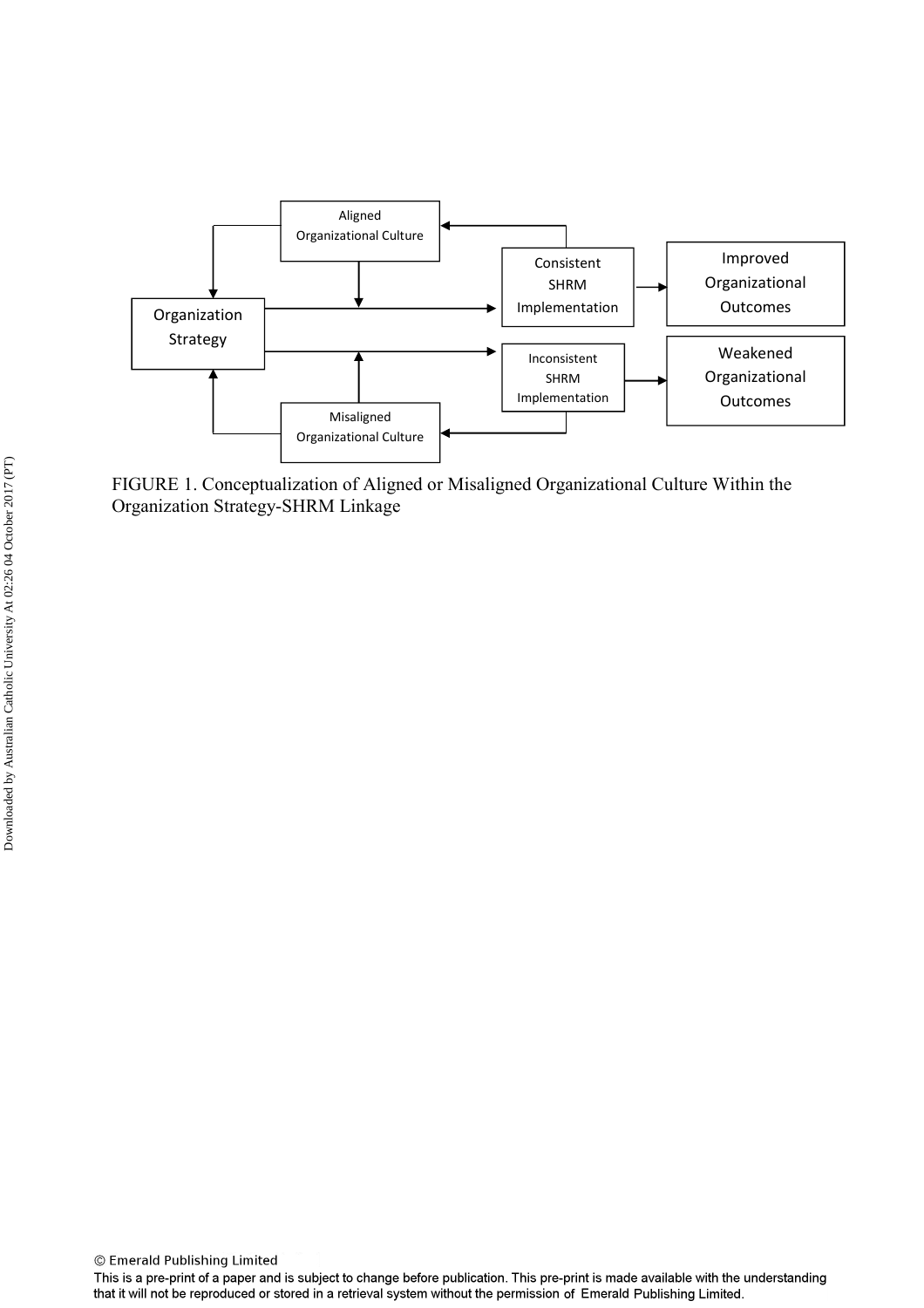FIGURE 1. Conceptualization of Aligned or Misaligned Organizational Culture Within the Organization Strategy-SHRM Linkage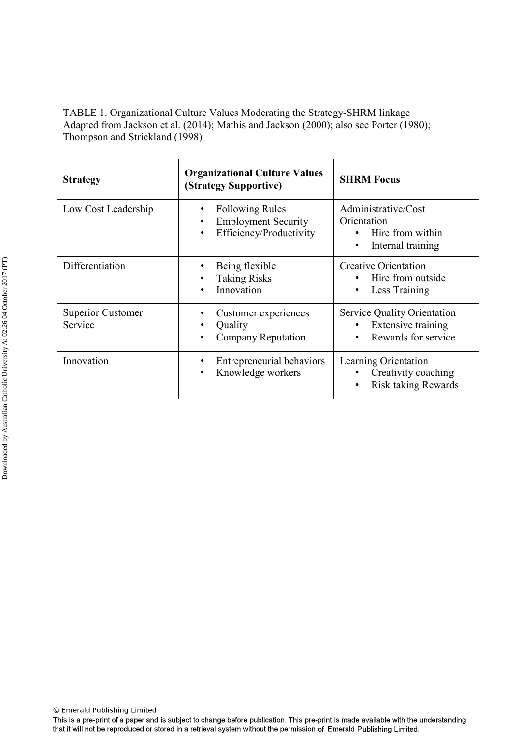TABLE 1. Organizational Culture Values Moderating the Strategy-SHRM linkage
Adapted from Jackson et al. (2014); Mathis and Jackson (2000); also see Porter (1980); Thompson and Strickland (1998)

| **Strategy** | **Organizational Culture Values (Strategy Supportive)** | **SHRM Focus** |
|---|---|---|
| Low Cost Leadership | • Following Rules<br>• Employment Security<br>• Efficiency/Productivity | Administrative/Cost Orientation<br>• Hire from within<br>• Internal training |
| Differentiation | • Being flexible<br>• Taking Risks<br>• Innovation | Creative Orientation<br>• Hire from outside<br>• Less Training |
| Superior Customer Service | • Customer experiences<br>• Quality<br>• Company Reputation | Service Quality Orientation<br>• Extensive training<br>• Rewards for service |
| Innovation | • Entrepreneurial behaviors<br>• Knowledge workers | Learning Orientation<br>• Creativity coaching<br>• Risk taking Rewards |